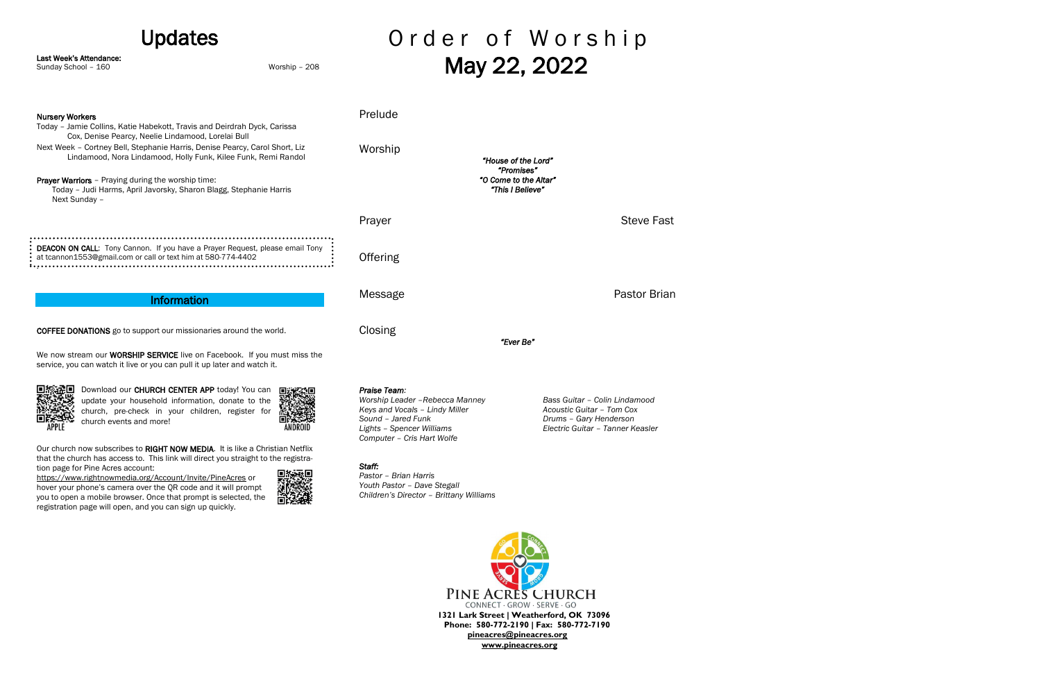# Updates

**Last Week's Attendance:**
Sunday School – 160 Worship – 208

**Nursery Workers**
Today – Jamie Collins, Katie Habekott, Travis and Deirdrah Dyck, Carissa Cox, Denise Pearcy, Neelie Lindamood, Lorelai Bull
Next Week – Cortney Bell, Stephanie Harris, Denise Pearcy, Carol Short, Liz Lindamood, Nora Lindamood, Holly Funk, Kilee Funk, Remi Randol

**Prayer Warriors** – Praying during the worship time:
Today – Judi Harms, April Javorsky, Sharon Blagg, Stephanie Harris
Next Sunday –

**DEACON ON CALL**: Tony Cannon. If you have a Prayer Request, please email Tony at tcannon1553@gmail.com or call or text him at 580-774-4402

## Information

**COFFEE DONATIONS** go to support our missionaries around the world.

We now stream our **WORSHIP SERVICE** live on Facebook. If you must miss the service, you can watch it live or you can pull it up later and watch it.

Download our **CHURCH CENTER APP** today! You can update your household information, donate to the church, pre-check in your children, register for church events and more!

APPLE ANDROID

Our church now subscribes to **RIGHT NOW MEDIA**. It is like a Christian Netflix that the church has access to. This link will direct you straight to the registration page for Pine Acres account:
https://www.rightnowmedia.org/Account/Invite/PineAcres or hover your phone's camera over the QR code and it will prompt you to open a mobile browser. Once that prompt is selected, the registration page will open, and you can sign up quickly.

# Order of Worship
# May 22, 2022

Prelude

Worship

*"House of the Lord"*
*"Promises"*
*"O Come to the Altar"*
*"This I Believe"*

Prayer — Steve Fast

Offering

Message — Pastor Brian

Closing

*"Ever Be"*

***Praise Team:***
*Worship Leader –Rebecca Manney*
*Keys and Vocals – Lindy Miller*
*Sound – Jared Funk*
*Lights – Spencer Williams*
*Computer – Cris Hart Wolfe*
*Bass Guitar – Colin Lindamood*
*Acoustic Guitar – Tom Cox*
*Drums – Gary Henderson*
*Electric Guitar – Tanner Keasler*

***Staff:***
*Pastor – Brian Harris*
*Youth Pastor – Dave Stegall*
*Children's Director – Brittany Williams*

PINE ACRES CHURCH
CONNECT · GROW · SERVE · GO
**1321 Lark Street | Weatherford, OK 73096**
**Phone: 580-772-2190 | Fax: 580-772-7190**
**pineacres@pineacres.org**
**www.pineacres.org**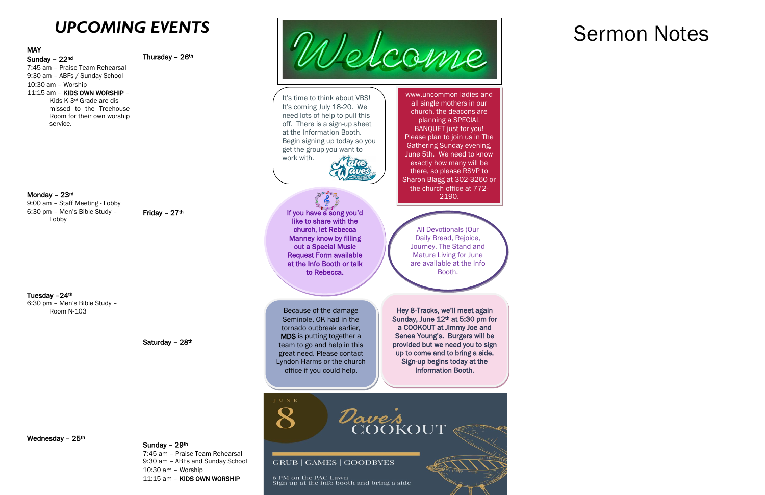# UPCOMING EVENTS

**MAY**

**Sunday – 22nd**
7:45 am – Praise Team Rehearsal
9:30 am – ABFs / Sunday School
10:30 am – Worship
11:15 am – **KIDS OWN WORSHIP** – Kids K-3rd Grade are dismissed to the Treehouse Room for their own worship service.

**Monday – 23rd**
9:00 am – Staff Meeting - Lobby
6:30 pm – Men's Bible Study – Lobby

**Tuesday –24th**
6:30 pm – Men's Bible Study – Room N-103

**Wednesday – 25th**

**Thursday – 26th**

**Friday – 27th**

**Saturday – 28th**

**Sunday – 29th**
7:45 am – Praise Team Rehearsal
9:30 am – ABFs and Sunday School
10:30 am – Worship
11:15 am – **KIDS OWN WORSHIP**

---

Welcome

It's time to think about VBS! It's coming July 18-20. We need lots of help to pull this off. There is a sign-up sheet at the Information Booth. Begin signing up today so you get the group you want to work with.

www.uncommon ladies and all single mothers in our church, the deacons are planning a SPECIAL BANQUET just for you! Please plan to join us in The Gathering Sunday evening, June 5th. We need to know exactly how many will be there, so please RSVP to Sharon Blagg at 302-3260 or the church office at 772-2190.

**If you have a song you'd like to share with the church, let Rebecca Manney know by filling out a Special Music Request Form available at the Info Booth or talk to Rebecca.**

All Devotionals (Our Daily Bread, Rejoice, Journey, The Stand and Mature Living for June are available at the Info Booth.

Because of the damage Seminole, OK had in the tornado outbreak earlier, **MDS** is putting together a team to go and help in this great need. Please contact Lyndon Harms or the church office if you could help.

**Hey 8-Tracks, we'll meet again Sunday, June 12th at 5:30 pm for a COOKOUT at Jimmy Joe and Senea Young's. Burgers will be provided but we need you to sign up to come and to bring a side. Sign-up begins today at the Information Booth.**

JUNE
8
Dave's COOKOUT
GRUB | GAMES | GOODBYES
6 PM on the PAC Lawn
Sign up at the info booth and bring a side

---

# Sermon Notes